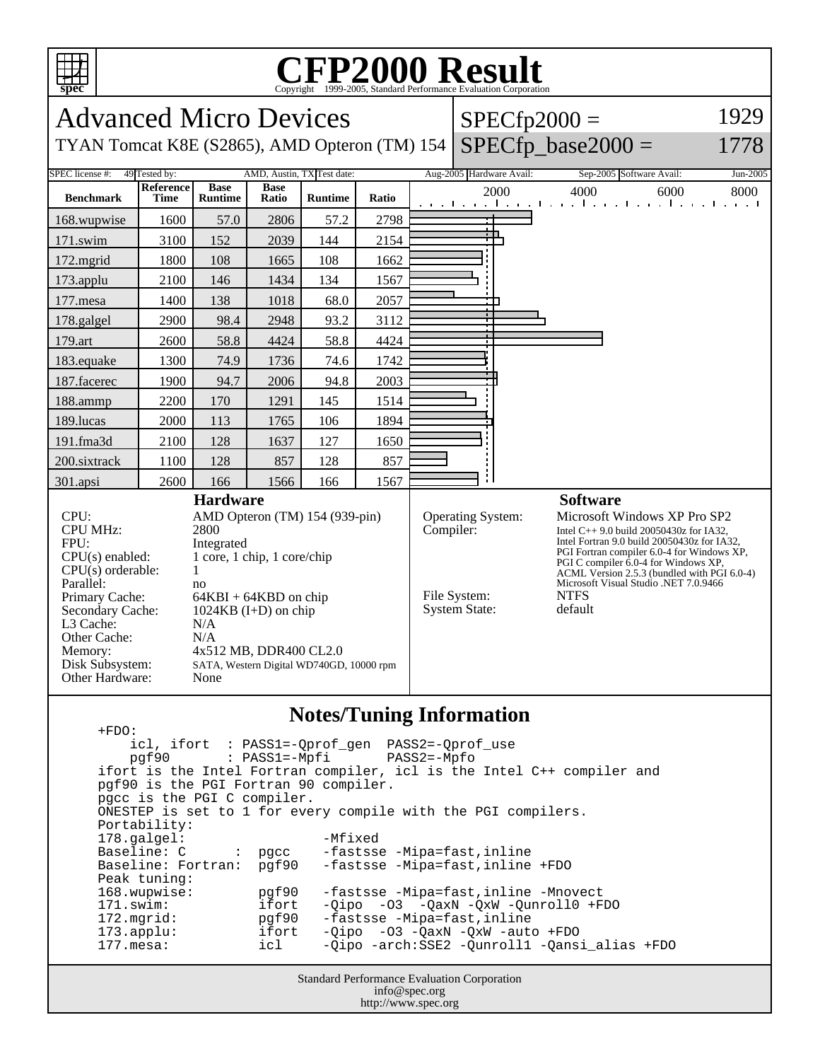# CFP2000 Result

Copyright 1999-2005, Standard Performance Evaluation Corporation

## Advanced Micro Devices

TYAN Tomcat K8E (S2865), AMD Opteron (TM) 154

SPECfp2000 = 1929

SPECfp_base2000 = 1778

SPEC license #: 49 | Tested by: AMD, Austin, TX | Test date: Aug-2005 | Hardware Avail: Sep-2005 | Software Avail: Jun-2005

| Benchmark | Reference Time | Base Runtime | Base Ratio | Runtime | Ratio |
|---|---|---|---|---|---|
| 168.wupwise | 1600 | 57.0 | 2806 | 57.2 | 2798 |
| 171.swim | 3100 | 152 | 2039 | 144 | 2154 |
| 172.mgrid | 1800 | 108 | 1665 | 108 | 1662 |
| 173.applu | 2100 | 146 | 1434 | 134 | 1567 |
| 177.mesa | 1400 | 138 | 1018 | 68.0 | 2057 |
| 178.galgel | 2900 | 98.4 | 2948 | 93.2 | 3112 |
| 179.art | 2600 | 58.8 | 4424 | 58.8 | 4424 |
| 183.equake | 1300 | 74.9 | 1736 | 74.6 | 1742 |
| 187.facerec | 1900 | 94.7 | 2006 | 94.8 | 2003 |
| 188.ammp | 2200 | 170 | 1291 | 145 | 1514 |
| 189.lucas | 2000 | 113 | 1765 | 106 | 1894 |
| 191.fma3d | 2100 | 128 | 1637 | 127 | 1650 |
| 200.sixtrack | 1100 | 128 | 857 | 128 | 857 |
| 301.apsi | 2600 | 166 | 1566 | 166 | 1567 |

### Hardware

| | |
|---|---|
| CPU: | AMD Opteron (TM) 154 (939-pin) |
| CPU MHz: | 2800 |
| FPU: | Integrated |
| CPU(s) enabled: | 1 core, 1 chip, 1 core/chip |
| CPU(s) orderable: | 1 |
| Parallel: | no |
| Primary Cache: | 64KBI + 64KBD on chip |
| Secondary Cache: | 1024KB (I+D) on chip |
| L3 Cache: | N/A |
| Other Cache: | N/A |
| Memory: | 4x512 MB, DDR400 CL2.0 |
| Disk Subsystem: | SATA, Western Digital WD740GD, 10000 rpm |
| Other Hardware: | None |

### Software

| | |
|---|---|
| Operating System: | Microsoft Windows XP Pro SP2 |
| Compiler: | Intel C++ 9.0 build 20050430z for IA32, Intel Fortran 9.0 build 20050430z for IA32, PGI Fortran compiler 6.0-4 for Windows XP, PGI C compiler 6.0-4 for Windows XP, ACML Version 2.5.3 (bundled with PGI 6.0-4) Microsoft Visual Studio .NET 7.0.9466 |
| File System: | NTFS |
| System State: | default |

### Notes/Tuning Information

```
+FDO:
    icl, ifort  : PASS1=-Qprof_gen  PASS2=-Qprof_use
    pgf90       : PASS1=-Mpfi       PASS2=-Mpfo
ifort is the Intel Fortran compiler, icl is the Intel C++ compiler and
pgf90 is the PGI Fortran 90 compiler.
pgcc is the PGI C compiler.
ONESTEP is set to 1 for every compile with the PGI compilers.
Portability:
178.galgel:                    -Mfixed
Baseline: C       :  pgcc    -fastsse -Mipa=fast,inline
Baseline: Fortran:  pgf90   -fastsse -Mipa=fast,inline +FDO
Peak tuning:
168.wupwise:        pgf90   -fastsse -Mipa=fast,inline -Mnovect
171.swim:           ifort   -Qipo  -O3  -QaxN -QxW -Qunroll0 +FDO
172.mgrid:          pgf90   -fastsse -Mipa=fast,inline
173.applu:          ifort   -Qipo  -O3 -QaxN -QxW -auto +FDO
177.mesa:           icl     -Qipo -arch:SSE2 -Qunroll1 -Qansi_alias +FDO
```

Standard Performance Evaluation Corporation
info@spec.org
http://www.spec.org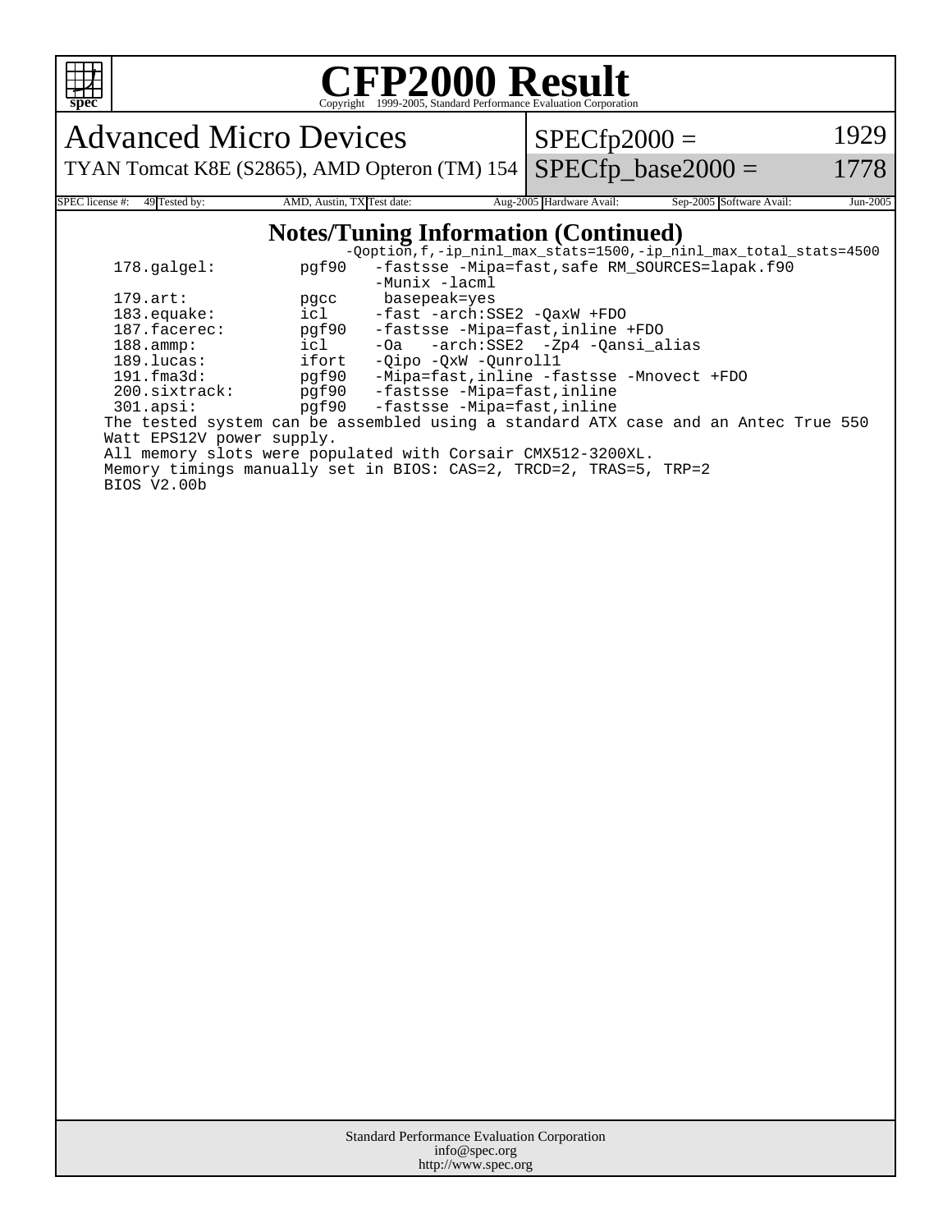# CFP2000 Result

Copyright 1999-2005, Standard Performance Evaluation Corporation

## Advanced Micro Devices

TYAN Tomcat K8E (S2865), AMD Opteron (TM) 154

SPECfp2000 = 1929

SPECfp_base2000 = 1778

| SPEC license #: | 49 | Tested by: | AMD, Austin, TX | Test date: | Aug-2005 | Hardware Avail: | Sep-2005 | Software Avail: | Jun-2005 |
|---|---|---|---|---|---|---|---|---|---|

### Notes/Tuning Information (Continued)

```
                             -Qoption,f,-ip_ninl_max_stats=1500,-ip_ninl_max_total_stats=4500
     178.galgel:         pgf90   -fastsse -Mipa=fast,safe RM_SOURCES=lapak.f90
                                 -Munix -lacml
     179.art:            pgcc     basepeak=yes
     183.equake:         icl     -fast -arch:SSE2 -QaxW +FDO
     187.facerec:        pgf90   -fastsse -Mipa=fast,inline +FDO
     188.ammp:           icl     -Oa   -arch:SSE2  -Zp4 -Qansi_alias
     189.lucas:          ifort   -Qipo -QxW -Qunroll1
     191.fma3d:          pgf90   -Mipa=fast,inline -fastsse -Mnovect +FDO
     200.sixtrack:       pgf90   -fastsse -Mipa=fast,inline
     301.apsi:           pgf90   -fastsse -Mipa=fast,inline
    The tested system can be assembled using a standard ATX case and an Antec True 550
    Watt EPS12V power supply.
    All memory slots were populated with Corsair CMX512-3200XL.
    Memory timings manually set in BIOS: CAS=2, TRCD=2, TRAS=5, TRP=2
    BIOS V2.00b
```

Standard Performance Evaluation Corporation
info@spec.org
http://www.spec.org